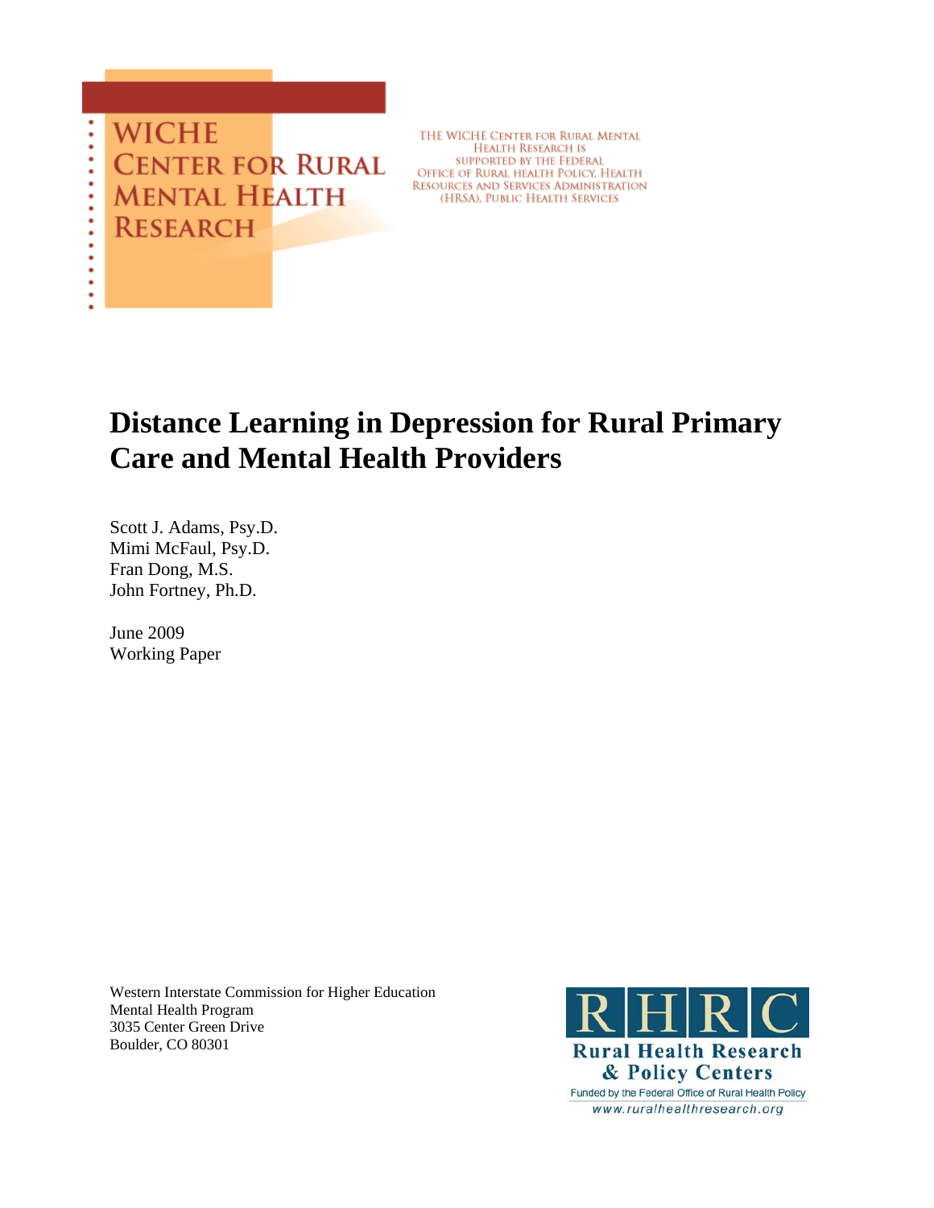WICHE CENTER FOR RURAL MENTAL HEALTH RESEARCH

THE WICHE CENTER FOR RURAL MENTAL HEALTH RESEARCH IS SUPPORTED BY THE FEDERAL OFFICE OF RURAL HEALTH POLICY, HEALTH RESOURCES AND SERVICES ADMINISTRATION (HRSA), PUBLIC HEALTH SERVICES

# Distance Learning in Depression for Rural Primary Care and Mental Health Providers

Scott J. Adams, Psy.D.
Mimi McFaul, Psy.D.
Fran Dong, M.S.
John Fortney, Ph.D.

June 2009
Working Paper

Western Interstate Commission for Higher Education
Mental Health Program
3035 Center Green Drive
Boulder, CO 80301

RHRC
Rural Health Research & Policy Centers
Funded by the Federal Office of Rural Health Policy
www.ruralhealthresearch.org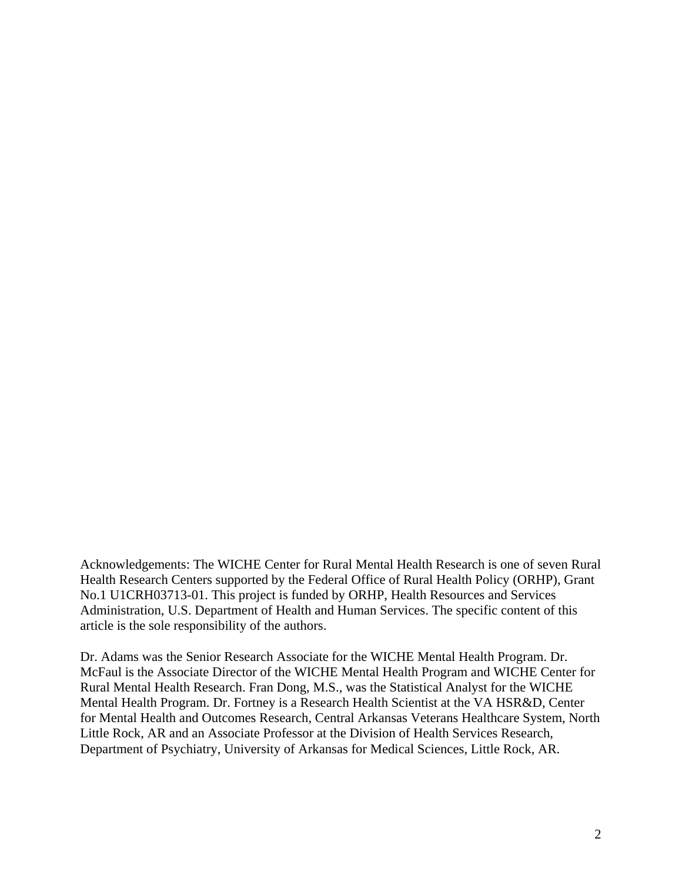Acknowledgements: The WICHE Center for Rural Mental Health Research is one of seven Rural Health Research Centers supported by the Federal Office of Rural Health Policy (ORHP), Grant No.1 U1CRH03713-01. This project is funded by ORHP, Health Resources and Services Administration, U.S. Department of Health and Human Services. The specific content of this article is the sole responsibility of the authors.

Dr. Adams was the Senior Research Associate for the WICHE Mental Health Program. Dr. McFaul is the Associate Director of the WICHE Mental Health Program and WICHE Center for Rural Mental Health Research. Fran Dong, M.S., was the Statistical Analyst for the WICHE Mental Health Program. Dr. Fortney is a Research Health Scientist at the VA HSR&D, Center for Mental Health and Outcomes Research, Central Arkansas Veterans Healthcare System, North Little Rock, AR and an Associate Professor at the Division of Health Services Research, Department of Psychiatry, University of Arkansas for Medical Sciences, Little Rock, AR.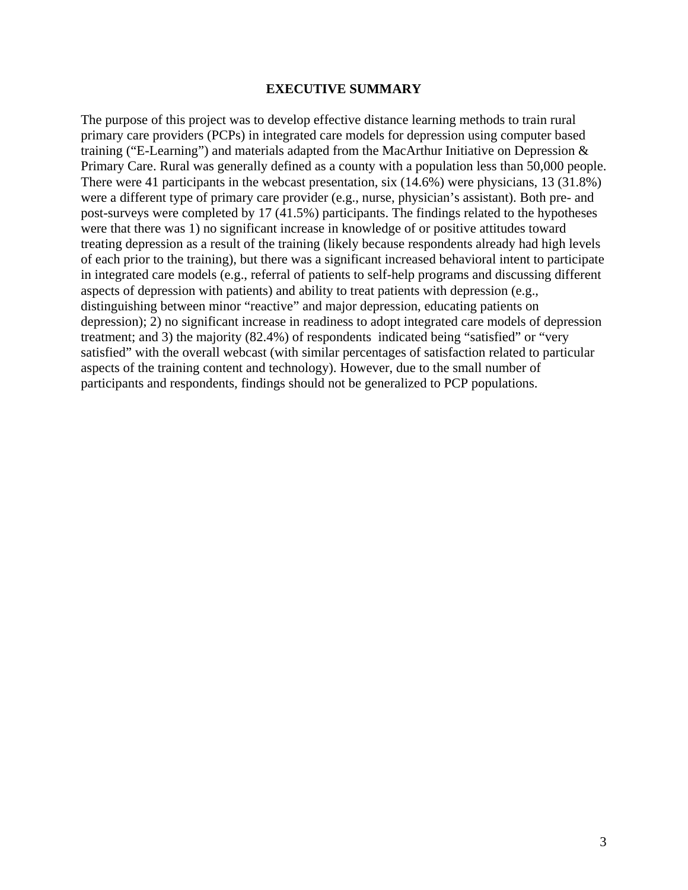# EXECUTIVE SUMMARY

The purpose of this project was to develop effective distance learning methods to train rural primary care providers (PCPs) in integrated care models for depression using computer based training ("E-Learning") and materials adapted from the MacArthur Initiative on Depression & Primary Care. Rural was generally defined as a county with a population less than 50,000 people. There were 41 participants in the webcast presentation, six (14.6%) were physicians, 13 (31.8%) were a different type of primary care provider (e.g., nurse, physician's assistant). Both pre- and post-surveys were completed by 17 (41.5%) participants. The findings related to the hypotheses were that there was 1) no significant increase in knowledge of or positive attitudes toward treating depression as a result of the training (likely because respondents already had high levels of each prior to the training), but there was a significant increased behavioral intent to participate in integrated care models (e.g., referral of patients to self-help programs and discussing different aspects of depression with patients) and ability to treat patients with depression (e.g., distinguishing between minor "reactive" and major depression, educating patients on depression); 2) no significant increase in readiness to adopt integrated care models of depression treatment; and 3) the majority (82.4%) of respondents indicated being "satisfied" or "very satisfied" with the overall webcast (with similar percentages of satisfaction related to particular aspects of the training content and technology). However, due to the small number of participants and respondents, findings should not be generalized to PCP populations.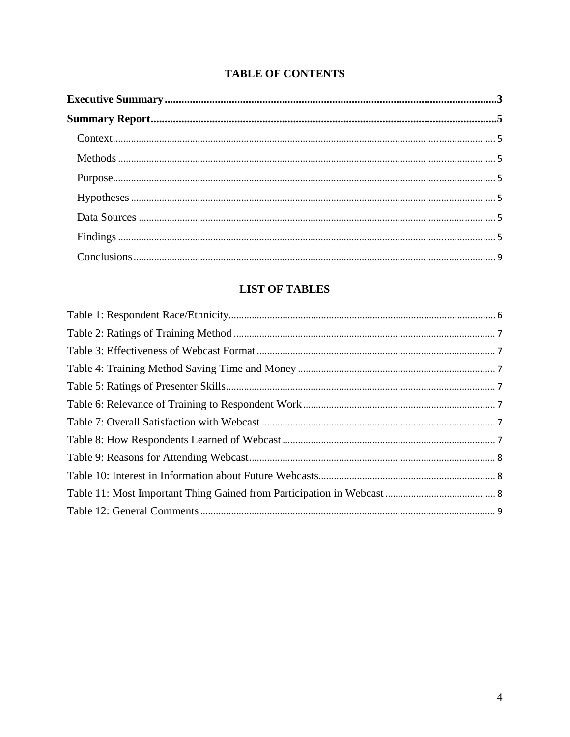## TABLE OF CONTENTS

**Executive Summary** ........................................................................................................................**3**

**Summary Report**.............................................................................................................................**5**

- Context....................................................................................................................................... 5
- Methods ..................................................................................................................................... 5
- Purpose....................................................................................................................................... 5
- Hypotheses ................................................................................................................................ 5
- Data Sources .............................................................................................................................. 5
- Findings ..................................................................................................................................... 5
- Conclusions ................................................................................................................................ 9

## LIST OF TABLES

Table 1: Respondent Race/Ethnicity........................................................................................ 6
Table 2: Ratings of Training Method ...................................................................................... 7
Table 3: Effectiveness of Webcast Format ............................................................................. 7
Table 4: Training Method Saving Time and Money ............................................................... 7
Table 5: Ratings of Presenter Skills......................................................................................... 7
Table 6: Relevance of Training to Respondent Work............................................................. 7
Table 7: Overall Satisfaction with Webcast ............................................................................ 7
Table 8: How Respondents Learned of Webcast..................................................................... 7
Table 9: Reasons for Attending Webcast................................................................................. 8
Table 10: Interest in Information about Future Webcasts........................................................ 8
Table 11: Most Important Thing Gained from Participation in Webcast ................................ 8
Table 12: General Comments ................................................................................................... 9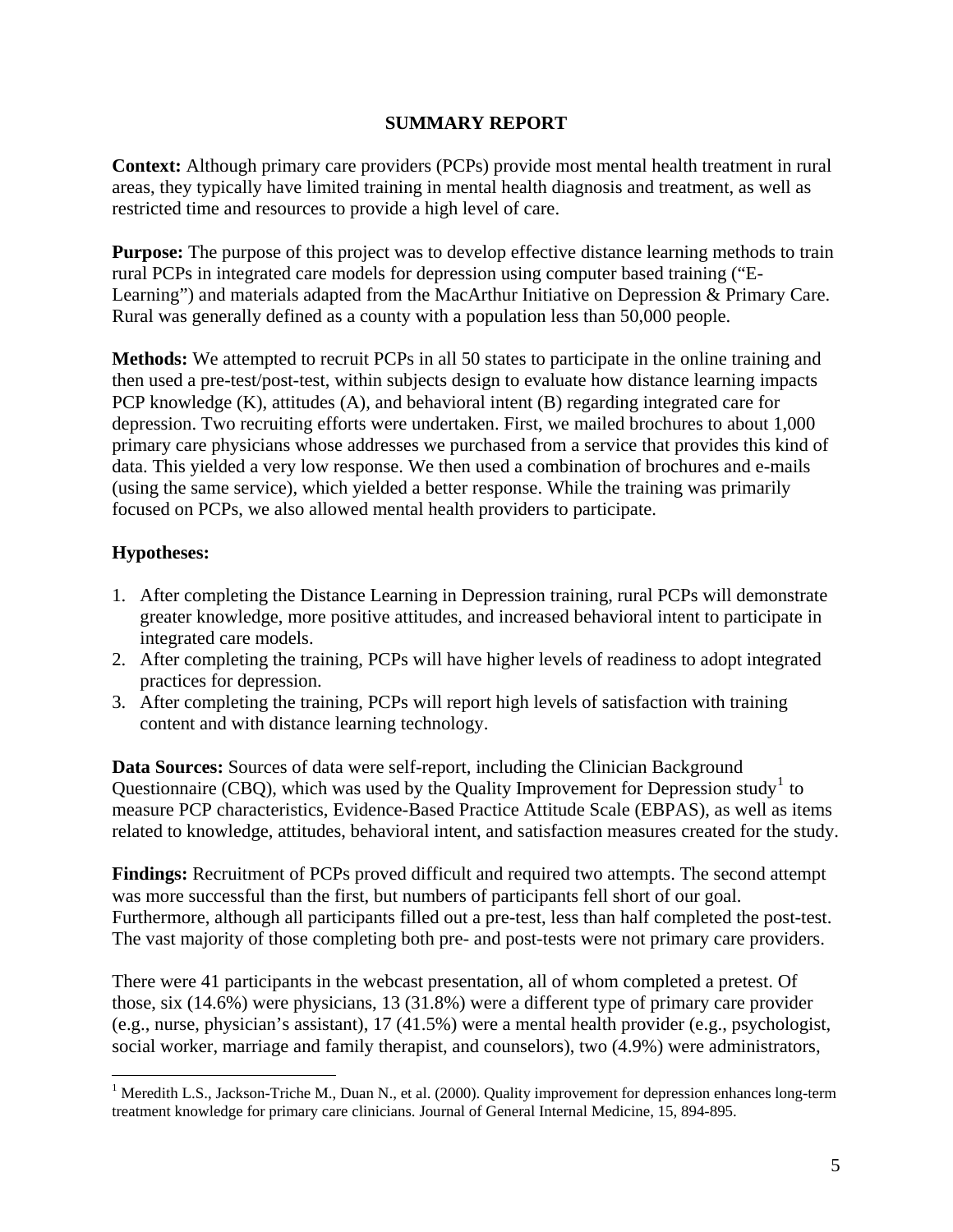# SUMMARY REPORT

**Context:** Although primary care providers (PCPs) provide most mental health treatment in rural areas, they typically have limited training in mental health diagnosis and treatment, as well as restricted time and resources to provide a high level of care.

**Purpose:** The purpose of this project was to develop effective distance learning methods to train rural PCPs in integrated care models for depression using computer based training ("E-Learning") and materials adapted from the MacArthur Initiative on Depression & Primary Care. Rural was generally defined as a county with a population less than 50,000 people.

**Methods:** We attempted to recruit PCPs in all 50 states to participate in the online training and then used a pre-test/post-test, within subjects design to evaluate how distance learning impacts PCP knowledge (K), attitudes (A), and behavioral intent (B) regarding integrated care for depression. Two recruiting efforts were undertaken. First, we mailed brochures to about 1,000 primary care physicians whose addresses we purchased from a service that provides this kind of data. This yielded a very low response. We then used a combination of brochures and e-mails (using the same service), which yielded a better response. While the training was primarily focused on PCPs, we also allowed mental health providers to participate.

**Hypotheses:**

1. After completing the Distance Learning in Depression training, rural PCPs will demonstrate greater knowledge, more positive attitudes, and increased behavioral intent to participate in integrated care models.
2. After completing the training, PCPs will have higher levels of readiness to adopt integrated practices for depression.
3. After completing the training, PCPs will report high levels of satisfaction with training content and with distance learning technology.

**Data Sources:** Sources of data were self-report, including the Clinician Background Questionnaire (CBQ), which was used by the Quality Improvement for Depression study[1] to measure PCP characteristics, Evidence-Based Practice Attitude Scale (EBPAS), as well as items related to knowledge, attitudes, behavioral intent, and satisfaction measures created for the study.

**Findings:** Recruitment of PCPs proved difficult and required two attempts. The second attempt was more successful than the first, but numbers of participants fell short of our goal. Furthermore, although all participants filled out a pre-test, less than half completed the post-test. The vast majority of those completing both pre- and post-tests were not primary care providers.

There were 41 participants in the webcast presentation, all of whom completed a pretest. Of those, six (14.6%) were physicians, 13 (31.8%) were a different type of primary care provider (e.g., nurse, physician's assistant), 17 (41.5%) were a mental health provider (e.g., psychologist, social worker, marriage and family therapist, and counselors), two (4.9%) were administrators,

[1] Meredith L.S., Jackson-Triche M., Duan N., et al. (2000). Quality improvement for depression enhances long-term treatment knowledge for primary care clinicians. Journal of General Internal Medicine, 15, 894-895.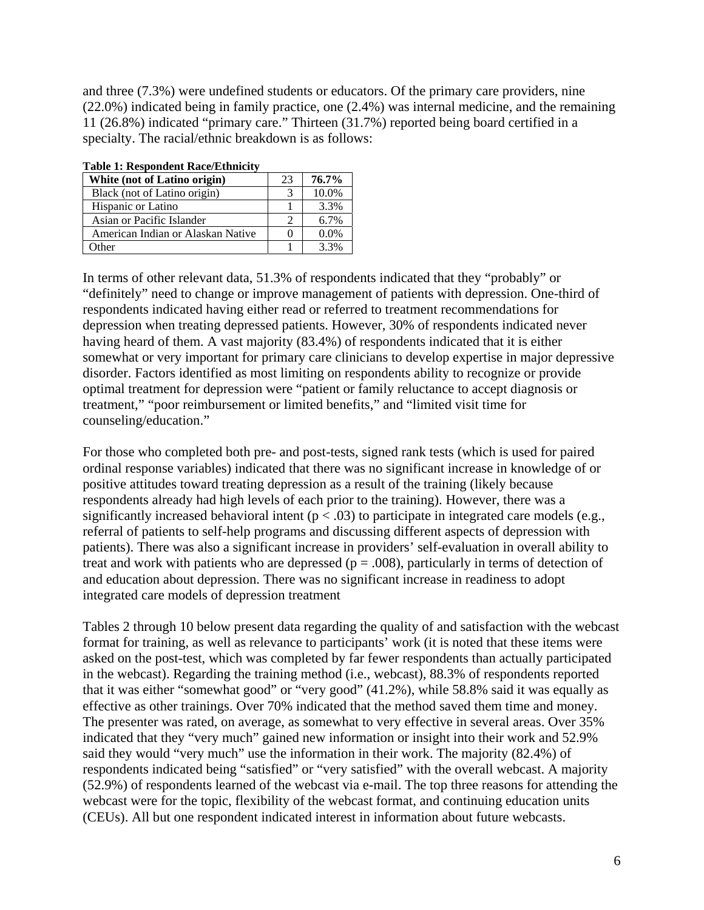and three (7.3%) were undefined students or educators. Of the primary care providers, nine (22.0%) indicated being in family practice, one (2.4%) was internal medicine, and the remaining 11 (26.8%) indicated "primary care." Thirteen (31.7%) reported being board certified in a specialty. The racial/ethnic breakdown is as follows:

**Table 1: Respondent Race/Ethnicity**

| **White (not of Latino origin)** | 23 | **76.7%** |
|---|---|---|
| Black (not of Latino origin) | 3 | 10.0% |
| Hispanic or Latino | 1 | 3.3% |
| Asian or Pacific Islander | 2 | 6.7% |
| American Indian or Alaskan Native | 0 | 0.0% |
| Other | 1 | 3.3% |

In terms of other relevant data, 51.3% of respondents indicated that they "probably" or "definitely" need to change or improve management of patients with depression. One-third of respondents indicated having either read or referred to treatment recommendations for depression when treating depressed patients. However, 30% of respondents indicated never having heard of them. A vast majority (83.4%) of respondents indicated that it is either somewhat or very important for primary care clinicians to develop expertise in major depressive disorder. Factors identified as most limiting on respondents ability to recognize or provide optimal treatment for depression were "patient or family reluctance to accept diagnosis or treatment," "poor reimbursement or limited benefits," and "limited visit time for counseling/education."

For those who completed both pre- and post-tests, signed rank tests (which is used for paired ordinal response variables) indicated that there was no significant increase in knowledge of or positive attitudes toward treating depression as a result of the training (likely because respondents already had high levels of each prior to the training). However, there was a significantly increased behavioral intent ($p < .03$) to participate in integrated care models (e.g., referral of patients to self-help programs and discussing different aspects of depression with patients). There was also a significant increase in providers' self-evaluation in overall ability to treat and work with patients who are depressed ($p = .008$), particularly in terms of detection of and education about depression. There was no significant increase in readiness to adopt integrated care models of depression treatment

Tables 2 through 10 below present data regarding the quality of and satisfaction with the webcast format for training, as well as relevance to participants' work (it is noted that these items were asked on the post-test, which was completed by far fewer respondents than actually participated in the webcast). Regarding the training method (i.e., webcast), 88.3% of respondents reported that it was either "somewhat good" or "very good" (41.2%), while 58.8% said it was equally as effective as other trainings. Over 70% indicated that the method saved them time and money. The presenter was rated, on average, as somewhat to very effective in several areas. Over 35% indicated that they "very much" gained new information or insight into their work and 52.9% said they would "very much" use the information in their work. The majority (82.4%) of respondents indicated being "satisfied" or "very satisfied" with the overall webcast. A majority (52.9%) of respondents learned of the webcast via e-mail. The top three reasons for attending the webcast were for the topic, flexibility of the webcast format, and continuing education units (CEUs). All but one respondent indicated interest in information about future webcasts.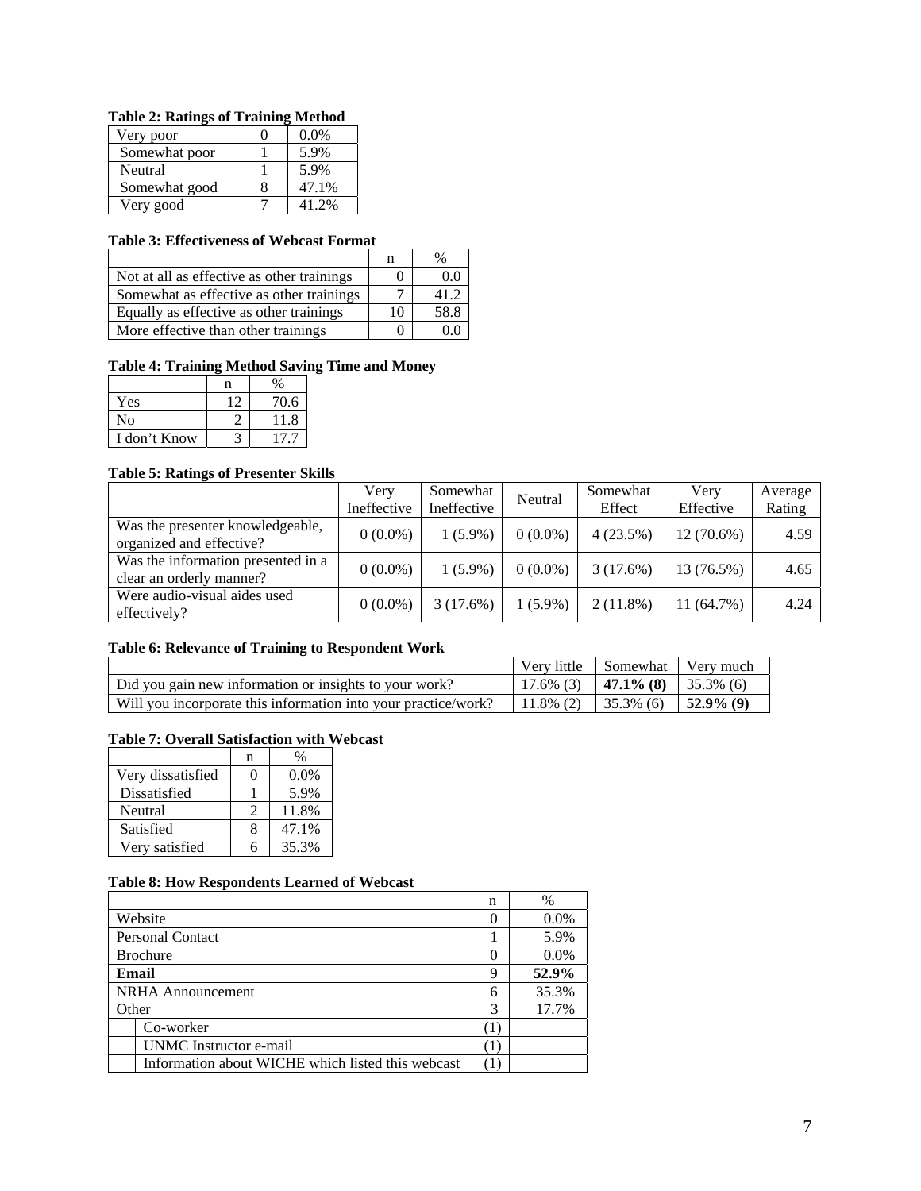**Table 2: Ratings of Training Method**

| | | |
|---|---|---|
| Very poor | 0 | 0.0% |
| Somewhat poor | 1 | 5.9% |
| Neutral | 1 | 5.9% |
| Somewhat good | 8 | 47.1% |
| Very good | 7 | 41.2% |

**Table 3: Effectiveness of Webcast Format**

| | n | % |
|---|---|---|
| Not at all as effective as other trainings | 0 | 0.0 |
| Somewhat as effective as other trainings | 7 | 41.2 |
| Equally as effective as other trainings | 10 | 58.8 |
| More effective than other trainings | 0 | 0.0 |

**Table 4: Training Method Saving Time and Money**

| | n | % |
|---|---|---|
| Yes | 12 | 70.6 |
| No | 2 | 11.8 |
| I don't Know | 3 | 17.7 |

**Table 5: Ratings of Presenter Skills**

| | Very Ineffective | Somewhat Ineffective | Neutral | Somewhat Effect | Very Effective | Average Rating |
|---|---|---|---|---|---|---|
| Was the presenter knowledgeable, organized and effective? | 0 (0.0%) | 1 (5.9%) | 0 (0.0%) | 4 (23.5%) | 12 (70.6%) | 4.59 |
| Was the information presented in a clear an orderly manner? | 0 (0.0%) | 1 (5.9%) | 0 (0.0%) | 3 (17.6%) | 13 (76.5%) | 4.65 |
| Were audio-visual aides used effectively? | 0 (0.0%) | 3 (17.6%) | 1 (5.9%) | 2 (11.8%) | 11 (64.7%) | 4.24 |

**Table 6: Relevance of Training to Respondent Work**

| | Very little | Somewhat | Very much |
|---|---|---|---|
| Did you gain new information or insights to your work? | 17.6% (3) | **47.1% (8)** | 35.3% (6) |
| Will you incorporate this information into your practice/work? | 11.8% (2) | 35.3% (6) | **52.9% (9)** |

**Table 7: Overall Satisfaction with Webcast**

| | n | % |
|---|---|---|
| Very dissatisfied | 0 | 0.0% |
| Dissatisfied | 1 | 5.9% |
| Neutral | 2 | 11.8% |
| Satisfied | 8 | 47.1% |
| Very satisfied | 6 | 35.3% |

**Table 8: How Respondents Learned of Webcast**

| | n | % |
|---|---|---|
| Website | 0 | 0.0% |
| Personal Contact | 1 | 5.9% |
| Brochure | 0 | 0.0% |
| **Email** | 9 | **52.9%** |
| NRHA Announcement | 6 | 35.3% |
| Other | 3 | 17.7% |
| Co-worker | (1) | |
| UNMC Instructor e-mail | (1) | |
| Information about WICHE which listed this webcast | (1) | |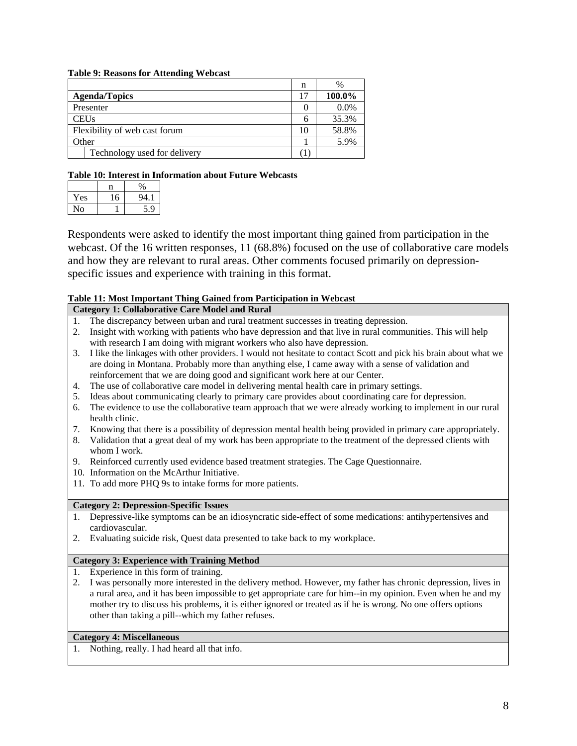**Table 9: Reasons for Attending Webcast**

| | n | % |
|---|---|---|
| **Agenda/Topics** | 17 | **100.0%** |
| Presenter | 0 | 0.0% |
| CEUs | 6 | 35.3% |
| Flexibility of web cast forum | 10 | 58.8% |
| Other | 1 | 5.9% |
| Technology used for delivery | (1) | |

**Table 10: Interest in Information about Future Webcasts**

| | n | % |
|---|---|---|
| Yes | 16 | 94.1 |
| No | 1 | 5.9 |

Respondents were asked to identify the most important thing gained from participation in the webcast. Of the 16 written responses, 11 (68.8%) focused on the use of collaborative care models and how they are relevant to rural areas. Other comments focused primarily on depression-specific issues and experience with training in this format.

**Table 11: Most Important Thing Gained from Participation in Webcast**

**Category 1: Collaborative Care Model and Rural**

1. The discrepancy between urban and rural treatment successes in treating depression.
2. Insight with working with patients who have depression and that live in rural communities. This will help with research I am doing with migrant workers who also have depression.
3. I like the linkages with other providers. I would not hesitate to contact Scott and pick his brain about what we are doing in Montana. Probably more than anything else, I came away with a sense of validation and reinforcement that we are doing good and significant work here at our Center.
4. The use of collaborative care model in delivering mental health care in primary settings.
5. Ideas about communicating clearly to primary care provides about coordinating care for depression.
6. The evidence to use the collaborative team approach that we were already working to implement in our rural health clinic.
7. Knowing that there is a possibility of depression mental health being provided in primary care appropriately.
8. Validation that a great deal of my work has been appropriate to the treatment of the depressed clients with whom I work.
9. Reinforced currently used evidence based treatment strategies. The Cage Questionnaire.
10. Information on the McArthur Initiative.
11. To add more PHQ 9s to intake forms for more patients.

**Category 2: Depression-Specific Issues**

1. Depressive-like symptoms can be an idiosyncratic side-effect of some medications: antihypertensives and cardiovascular.
2. Evaluating suicide risk, Quest data presented to take back to my workplace.

**Category 3: Experience with Training Method**

1. Experience in this form of training.
2. I was personally more interested in the delivery method. However, my father has chronic depression, lives in a rural area, and it has been impossible to get appropriate care for him--in my opinion. Even when he and my mother try to discuss his problems, it is either ignored or treated as if he is wrong. No one offers options other than taking a pill--which my father refuses.

**Category 4: Miscellaneous**

1. Nothing, really. I had heard all that info.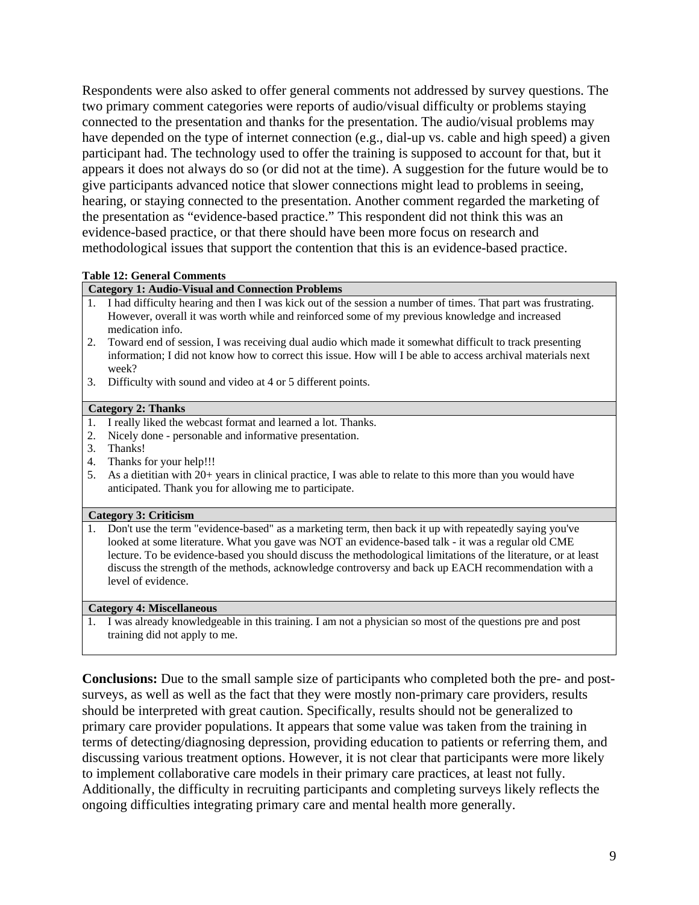Respondents were also asked to offer general comments not addressed by survey questions. The two primary comment categories were reports of audio/visual difficulty or problems staying connected to the presentation and thanks for the presentation. The audio/visual problems may have depended on the type of internet connection (e.g., dial-up vs. cable and high speed) a given participant had. The technology used to offer the training is supposed to account for that, but it appears it does not always do so (or did not at the time). A suggestion for the future would be to give participants advanced notice that slower connections might lead to problems in seeing, hearing, or staying connected to the presentation. Another comment regarded the marketing of the presentation as "evidence-based practice." This respondent did not think this was an evidence-based practice, or that there should have been more focus on research and methodological issues that support the contention that this is an evidence-based practice.

**Table 12: General Comments**

| **Category 1: Audio-Visual and Connection Problems** |
|---|
| 1. I had difficulty hearing and then I was kick out of the session a number of times. That part was frustrating. However, overall it was worth while and reinforced some of my previous knowledge and increased medication info. |
| 2. Toward end of session, I was receiving dual audio which made it somewhat difficult to track presenting information; I did not know how to correct this issue. How will I be able to access archival materials next week? |
| 3. Difficulty with sound and video at 4 or 5 different points. |
| **Category 2: Thanks** |
| 1. I really liked the webcast format and learned a lot. Thanks. |
| 2. Nicely done - personable and informative presentation. |
| 3. Thanks! |
| 4. Thanks for your help!!! |
| 5. As a dietitian with 20+ years in clinical practice, I was able to relate to this more than you would have anticipated. Thank you for allowing me to participate. |
| **Category 3: Criticism** |
| 1. Don't use the term "evidence-based" as a marketing term, then back it up with repeatedly saying you've looked at some literature. What you gave was NOT an evidence-based talk - it was a regular old CME lecture. To be evidence-based you should discuss the methodological limitations of the literature, or at least discuss the strength of the methods, acknowledge controversy and back up EACH recommendation with a level of evidence. |
| **Category 4: Miscellaneous** |
| 1. I was already knowledgeable in this training. I am not a physician so most of the questions pre and post training did not apply to me. |

**Conclusions:** Due to the small sample size of participants who completed both the pre- and post-surveys, as well as well as the fact that they were mostly non-primary care providers, results should be interpreted with great caution. Specifically, results should not be generalized to primary care provider populations. It appears that some value was taken from the training in terms of detecting/diagnosing depression, providing education to patients or referring them, and discussing various treatment options. However, it is not clear that participants were more likely to implement collaborative care models in their primary care practices, at least not fully. Additionally, the difficulty in recruiting participants and completing surveys likely reflects the ongoing difficulties integrating primary care and mental health more generally.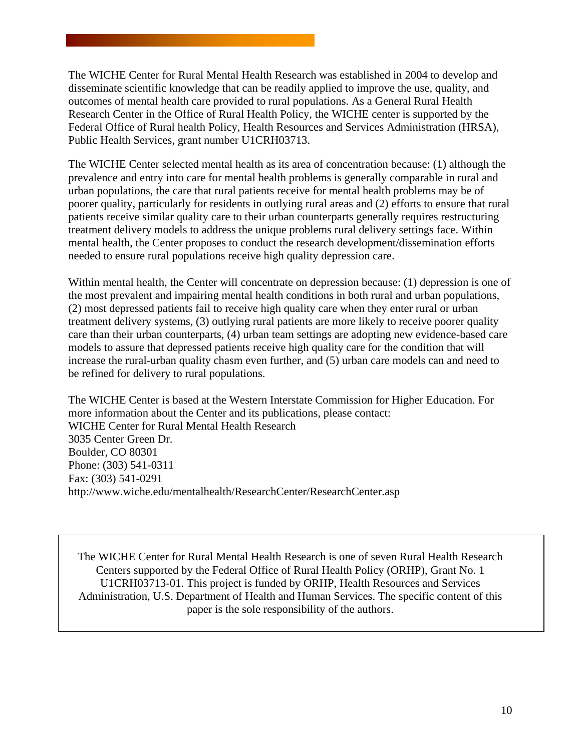The WICHE Center for Rural Mental Health Research was established in 2004 to develop and disseminate scientific knowledge that can be readily applied to improve the use, quality, and outcomes of mental health care provided to rural populations. As a General Rural Health Research Center in the Office of Rural Health Policy, the WICHE center is supported by the Federal Office of Rural health Policy, Health Resources and Services Administration (HRSA), Public Health Services, grant number U1CRH03713.

The WICHE Center selected mental health as its area of concentration because: (1) although the prevalence and entry into care for mental health problems is generally comparable in rural and urban populations, the care that rural patients receive for mental health problems may be of poorer quality, particularly for residents in outlying rural areas and (2) efforts to ensure that rural patients receive similar quality care to their urban counterparts generally requires restructuring treatment delivery models to address the unique problems rural delivery settings face. Within mental health, the Center proposes to conduct the research development/dissemination efforts needed to ensure rural populations receive high quality depression care.

Within mental health, the Center will concentrate on depression because: (1) depression is one of the most prevalent and impairing mental health conditions in both rural and urban populations, (2) most depressed patients fail to receive high quality care when they enter rural or urban treatment delivery systems, (3) outlying rural patients are more likely to receive poorer quality care than their urban counterparts, (4) urban team settings are adopting new evidence-based care models to assure that depressed patients receive high quality care for the condition that will increase the rural-urban quality chasm even further, and (5) urban care models can and need to be refined for delivery to rural populations.

The WICHE Center is based at the Western Interstate Commission for Higher Education. For more information about the Center and its publications, please contact:
WICHE Center for Rural Mental Health Research
3035 Center Green Dr.
Boulder, CO 80301
Phone: (303) 541-0311
Fax: (303) 541-0291
http://www.wiche.edu/mentalhealth/ResearchCenter/ResearchCenter.asp

The WICHE Center for Rural Mental Health Research is one of seven Rural Health Research Centers supported by the Federal Office of Rural Health Policy (ORHP), Grant No. 1 U1CRH03713-01. This project is funded by ORHP, Health Resources and Services Administration, U.S. Department of Health and Human Services. The specific content of this paper is the sole responsibility of the authors.